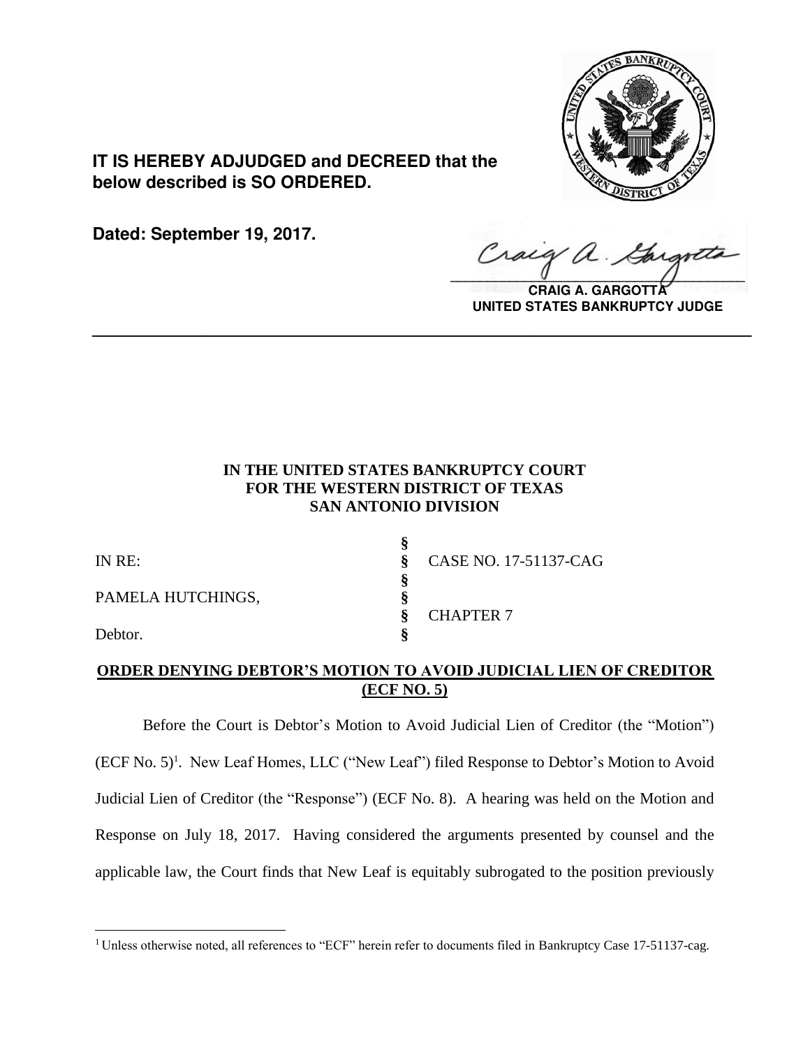**IT IS HEREBY ADJUDGED and DECREED that the below described is SO ORDERED.**

**Dated: September 19, 2017.**

**CRAIG A. GARGOTTA**
**UNITED STATES BANKRUPTCY JUDGE**

---

**IN THE UNITED STATES BANKRUPTCY COURT**
**FOR THE WESTERN DISTRICT OF TEXAS**
**SAN ANTONIO DIVISION**

| | | |
|---|---|---|
| IN RE: | § | CASE NO. 17-51137-CAG |
| | § | |
| PAMELA HUTCHINGS, | § | |
| | § | CHAPTER 7 |
| Debtor. | § | |

## ORDER DENYING DEBTOR'S MOTION TO AVOID JUDICIAL LIEN OF CREDITOR (ECF NO. 5)

Before the Court is Debtor's Motion to Avoid Judicial Lien of Creditor (the "Motion") (ECF No. 5)[1]. New Leaf Homes, LLC ("New Leaf") filed Response to Debtor's Motion to Avoid Judicial Lien of Creditor (the "Response") (ECF No. 8). A hearing was held on the Motion and Response on July 18, 2017. Having considered the arguments presented by counsel and the applicable law, the Court finds that New Leaf is equitably subrogated to the position previously

---

[1] Unless otherwise noted, all references to "ECF" herein refer to documents filed in Bankruptcy Case 17-51137-cag.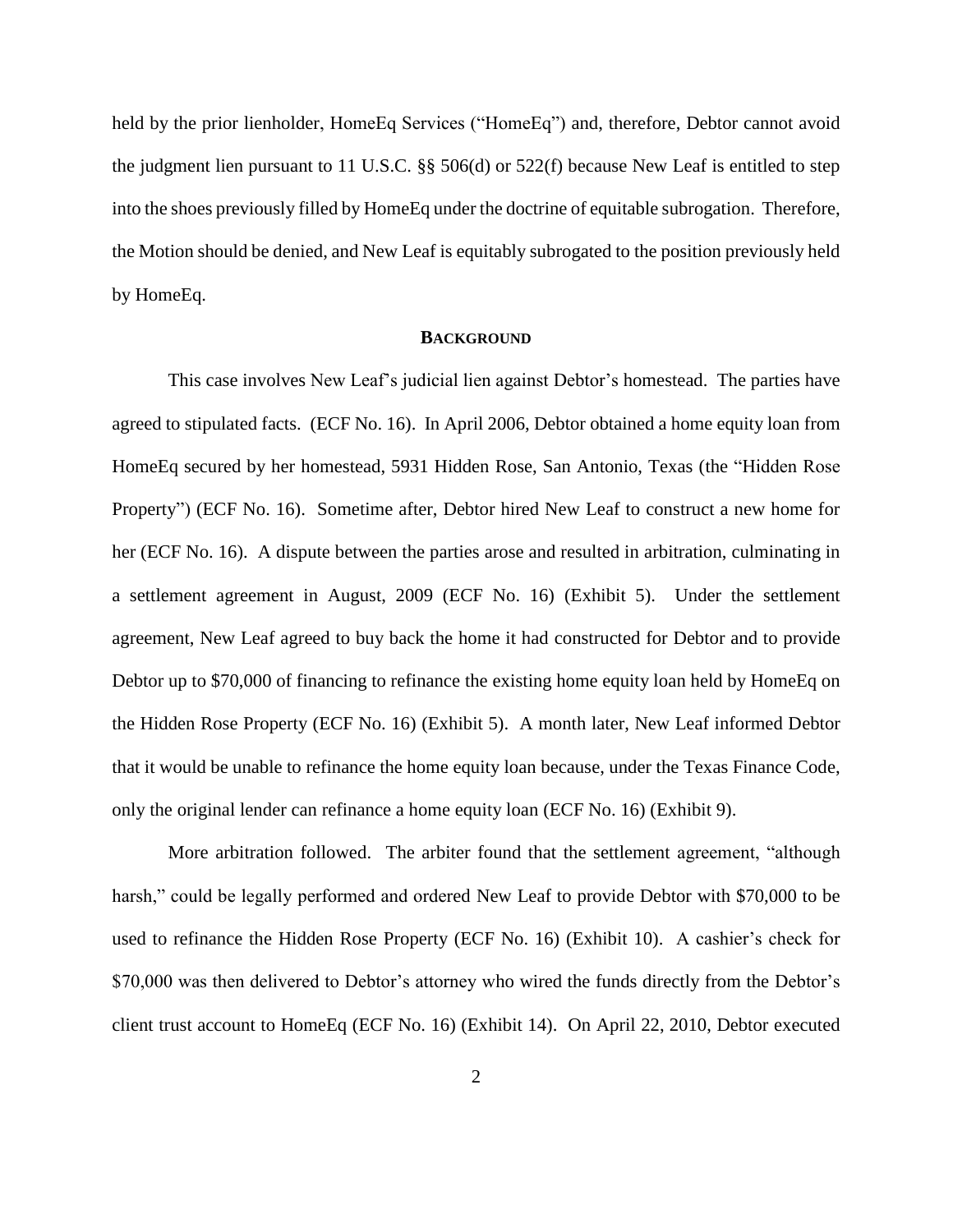held by the prior lienholder, HomeEq Services ("HomeEq") and, therefore, Debtor cannot avoid the judgment lien pursuant to 11 U.S.C. §§ 506(d) or 522(f) because New Leaf is entitled to step into the shoes previously filled by HomeEq under the doctrine of equitable subrogation. Therefore, the Motion should be denied, and New Leaf is equitably subrogated to the position previously held by HomeEq.

## BACKGROUND

This case involves New Leaf's judicial lien against Debtor's homestead. The parties have agreed to stipulated facts. (ECF No. 16). In April 2006, Debtor obtained a home equity loan from HomeEq secured by her homestead, 5931 Hidden Rose, San Antonio, Texas (the "Hidden Rose Property") (ECF No. 16). Sometime after, Debtor hired New Leaf to construct a new home for her (ECF No. 16). A dispute between the parties arose and resulted in arbitration, culminating in a settlement agreement in August, 2009 (ECF No. 16) (Exhibit 5). Under the settlement agreement, New Leaf agreed to buy back the home it had constructed for Debtor and to provide Debtor up to $70,000 of financing to refinance the existing home equity loan held by HomeEq on the Hidden Rose Property (ECF No. 16) (Exhibit 5). A month later, New Leaf informed Debtor that it would be unable to refinance the home equity loan because, under the Texas Finance Code, only the original lender can refinance a home equity loan (ECF No. 16) (Exhibit 9).

More arbitration followed. The arbiter found that the settlement agreement, "although harsh," could be legally performed and ordered New Leaf to provide Debtor with $70,000 to be used to refinance the Hidden Rose Property (ECF No. 16) (Exhibit 10). A cashier's check for $70,000 was then delivered to Debtor's attorney who wired the funds directly from the Debtor's client trust account to HomeEq (ECF No. 16) (Exhibit 14). On April 22, 2010, Debtor executed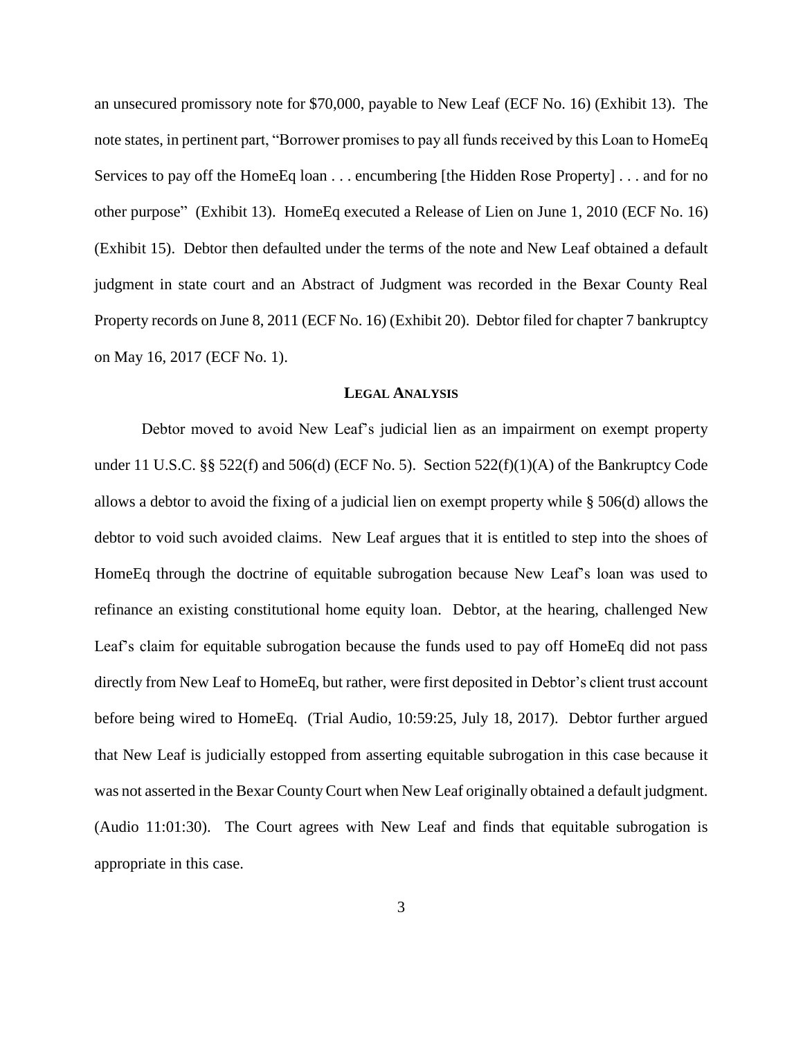an unsecured promissory note for $70,000, payable to New Leaf (ECF No. 16) (Exhibit 13). The note states, in pertinent part, "Borrower promises to pay all funds received by this Loan to HomeEq Services to pay off the HomeEq loan . . . encumbering [the Hidden Rose Property] . . . and for no other purpose" (Exhibit 13). HomeEq executed a Release of Lien on June 1, 2010 (ECF No. 16) (Exhibit 15). Debtor then defaulted under the terms of the note and New Leaf obtained a default judgment in state court and an Abstract of Judgment was recorded in the Bexar County Real Property records on June 8, 2011 (ECF No. 16) (Exhibit 20). Debtor filed for chapter 7 bankruptcy on May 16, 2017 (ECF No. 1).

## LEGAL ANALYSIS

Debtor moved to avoid New Leaf's judicial lien as an impairment on exempt property under 11 U.S.C. §§ 522(f) and 506(d) (ECF No. 5). Section 522(f)(1)(A) of the Bankruptcy Code allows a debtor to avoid the fixing of a judicial lien on exempt property while § 506(d) allows the debtor to void such avoided claims. New Leaf argues that it is entitled to step into the shoes of HomeEq through the doctrine of equitable subrogation because New Leaf's loan was used to refinance an existing constitutional home equity loan. Debtor, at the hearing, challenged New Leaf's claim for equitable subrogation because the funds used to pay off HomeEq did not pass directly from New Leaf to HomeEq, but rather, were first deposited in Debtor's client trust account before being wired to HomeEq. (Trial Audio, 10:59:25, July 18, 2017). Debtor further argued that New Leaf is judicially estopped from asserting equitable subrogation in this case because it was not asserted in the Bexar County Court when New Leaf originally obtained a default judgment. (Audio 11:01:30). The Court agrees with New Leaf and finds that equitable subrogation is appropriate in this case.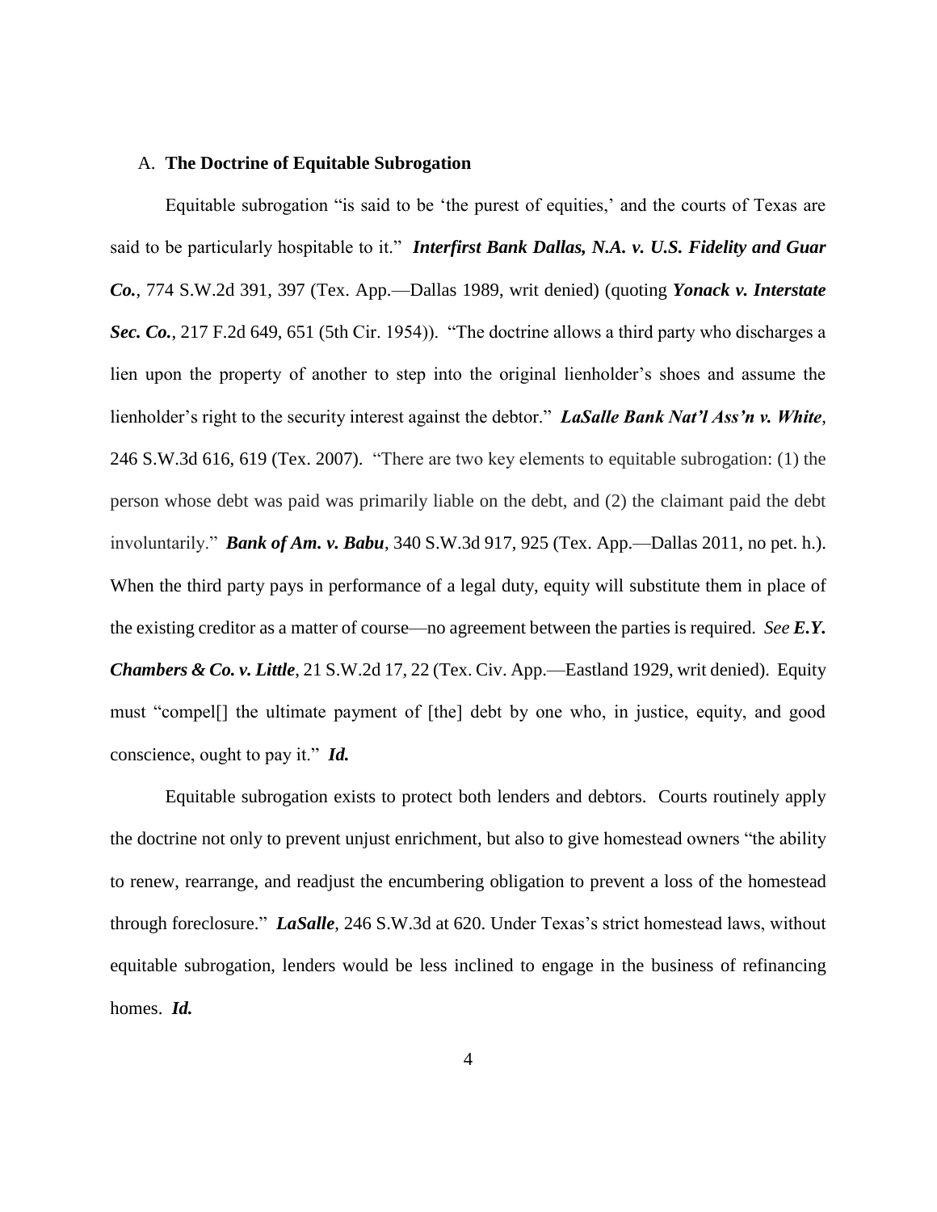### A. **The Doctrine of Equitable Subrogation**

Equitable subrogation "is said to be 'the purest of equities,' and the courts of Texas are said to be particularly hospitable to it." ***Interfirst Bank Dallas, N.A. v. U.S. Fidelity and Guar Co.***, 774 S.W.2d 391, 397 (Tex. App.—Dallas 1989, writ denied) (quoting ***Yonack v. Interstate Sec. Co.***, 217 F.2d 649, 651 (5th Cir. 1954)). "The doctrine allows a third party who discharges a lien upon the property of another to step into the original lienholder's shoes and assume the lienholder's right to the security interest against the debtor." ***LaSalle Bank Nat'l Ass'n v. White***, 246 S.W.3d 616, 619 (Tex. 2007). "There are two key elements to equitable subrogation: (1) the person whose debt was paid was primarily liable on the debt, and (2) the claimant paid the debt involuntarily." ***Bank of Am. v. Babu***, 340 S.W.3d 917, 925 (Tex. App.—Dallas 2011, no pet. h.). When the third party pays in performance of a legal duty, equity will substitute them in place of the existing creditor as a matter of course—no agreement between the parties is required. *See* ***E.Y. Chambers & Co. v. Little***, 21 S.W.2d 17, 22 (Tex. Civ. App.—Eastland 1929, writ denied). Equity must "compel[] the ultimate payment of [the] debt by one who, in justice, equity, and good conscience, ought to pay it." ***Id.***

Equitable subrogation exists to protect both lenders and debtors. Courts routinely apply the doctrine not only to prevent unjust enrichment, but also to give homestead owners "the ability to renew, rearrange, and readjust the encumbering obligation to prevent a loss of the homestead through foreclosure." ***LaSalle***, 246 S.W.3d at 620. Under Texas's strict homestead laws, without equitable subrogation, lenders would be less inclined to engage in the business of refinancing homes. ***Id.***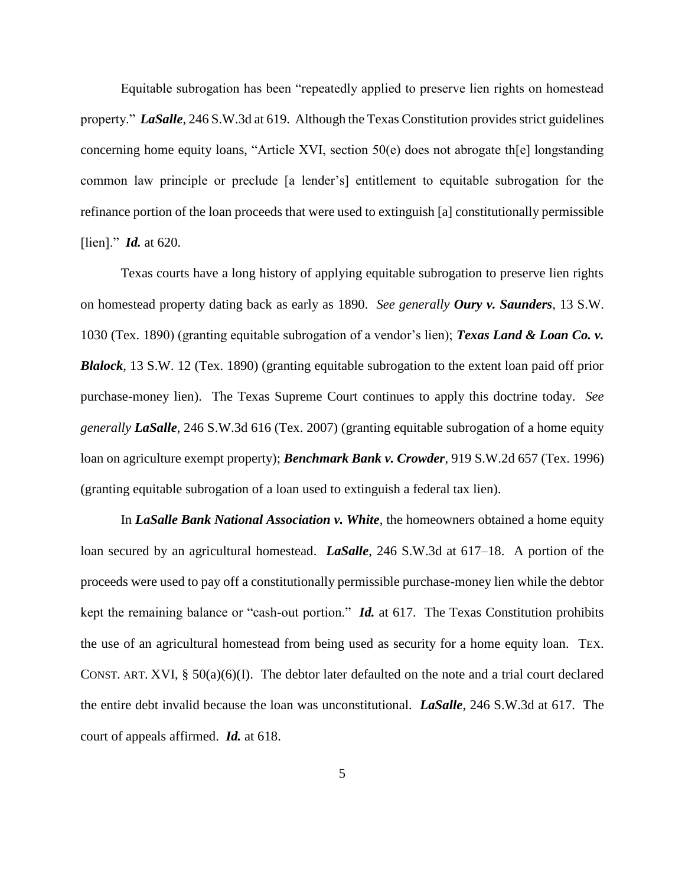Equitable subrogation has been "repeatedly applied to preserve lien rights on homestead property." ***LaSalle***, 246 S.W.3d at 619. Although the Texas Constitution provides strict guidelines concerning home equity loans, "Article XVI, section 50(e) does not abrogate th[e] longstanding common law principle or preclude [a lender's] entitlement to equitable subrogation for the refinance portion of the loan proceeds that were used to extinguish [a] constitutionally permissible [lien]." ***Id.*** at 620.

Texas courts have a long history of applying equitable subrogation to preserve lien rights on homestead property dating back as early as 1890. *See generally* ***Oury v. Saunders***, 13 S.W. 1030 (Tex. 1890) (granting equitable subrogation of a vendor's lien); ***Texas Land & Loan Co. v. Blalock***, 13 S.W. 12 (Tex. 1890) (granting equitable subrogation to the extent loan paid off prior purchase-money lien). The Texas Supreme Court continues to apply this doctrine today. *See generally* ***LaSalle***, 246 S.W.3d 616 (Tex. 2007) (granting equitable subrogation of a home equity loan on agriculture exempt property); ***Benchmark Bank v. Crowder***, 919 S.W.2d 657 (Tex. 1996) (granting equitable subrogation of a loan used to extinguish a federal tax lien).

In ***LaSalle Bank National Association v. White***, the homeowners obtained a home equity loan secured by an agricultural homestead. ***LaSalle***, 246 S.W.3d at 617–18. A portion of the proceeds were used to pay off a constitutionally permissible purchase-money lien while the debtor kept the remaining balance or "cash-out portion." ***Id.*** at 617. The Texas Constitution prohibits the use of an agricultural homestead from being used as security for a home equity loan. TEX. CONST. ART. XVI, § 50(a)(6)(I). The debtor later defaulted on the note and a trial court declared the entire debt invalid because the loan was unconstitutional. ***LaSalle***, 246 S.W.3d at 617. The court of appeals affirmed. ***Id.*** at 618.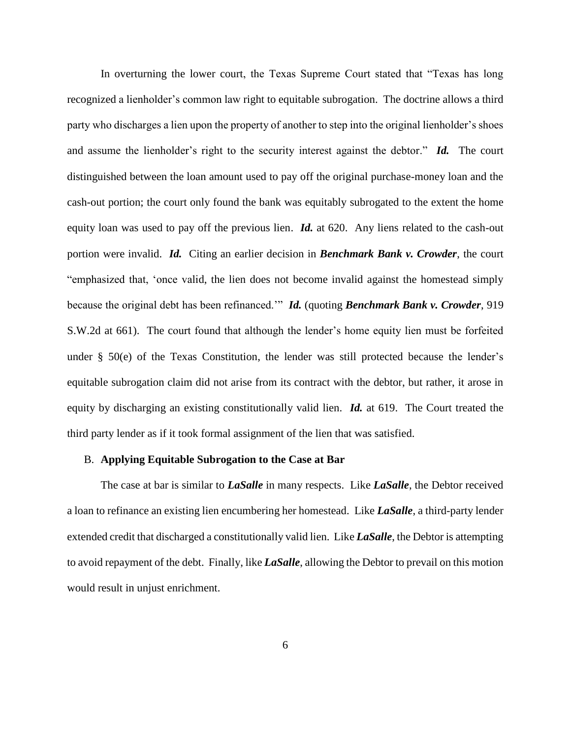In overturning the lower court, the Texas Supreme Court stated that "Texas has long recognized a lienholder's common law right to equitable subrogation. The doctrine allows a third party who discharges a lien upon the property of another to step into the original lienholder's shoes and assume the lienholder's right to the security interest against the debtor." ***Id.*** The court distinguished between the loan amount used to pay off the original purchase-money loan and the cash-out portion; the court only found the bank was equitably subrogated to the extent the home equity loan was used to pay off the previous lien. ***Id.*** at 620. Any liens related to the cash-out portion were invalid. ***Id.*** Citing an earlier decision in ***Benchmark Bank v. Crowder***, the court "emphasized that, 'once valid, the lien does not become invalid against the homestead simply because the original debt has been refinanced.'" ***Id.*** (quoting ***Benchmark Bank v. Crowder***, 919 S.W.2d at 661). The court found that although the lender's home equity lien must be forfeited under § 50(e) of the Texas Constitution, the lender was still protected because the lender's equitable subrogation claim did not arise from its contract with the debtor, but rather, it arose in equity by discharging an existing constitutionally valid lien. ***Id.*** at 619. The Court treated the third party lender as if it took formal assignment of the lien that was satisfied.

B. **Applying Equitable Subrogation to the Case at Bar**

The case at bar is similar to ***LaSalle*** in many respects. Like ***LaSalle***, the Debtor received a loan to refinance an existing lien encumbering her homestead. Like ***LaSalle***, a third-party lender extended credit that discharged a constitutionally valid lien. Like ***LaSalle***, the Debtor is attempting to avoid repayment of the debt. Finally, like ***LaSalle***, allowing the Debtor to prevail on this motion would result in unjust enrichment.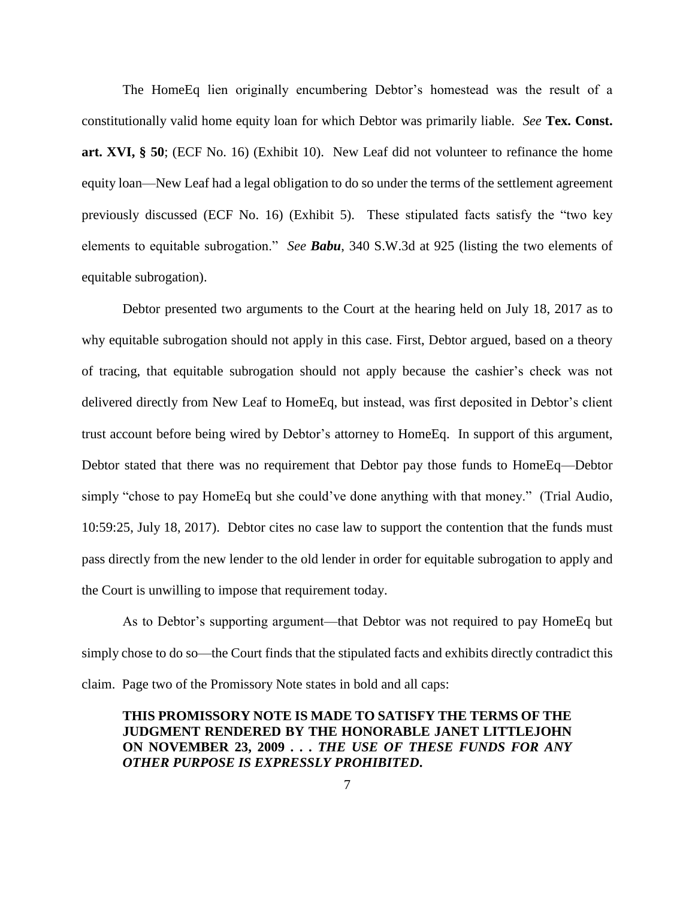The HomeEq lien originally encumbering Debtor's homestead was the result of a constitutionally valid home equity loan for which Debtor was primarily liable. *See* **Tex. Const. art. XVI, § 50**; (ECF No. 16) (Exhibit 10). New Leaf did not volunteer to refinance the home equity loan—New Leaf had a legal obligation to do so under the terms of the settlement agreement previously discussed (ECF No. 16) (Exhibit 5). These stipulated facts satisfy the "two key elements to equitable subrogation." *See **Babu***, 340 S.W.3d at 925 (listing the two elements of equitable subrogation).

Debtor presented two arguments to the Court at the hearing held on July 18, 2017 as to why equitable subrogation should not apply in this case. First, Debtor argued, based on a theory of tracing, that equitable subrogation should not apply because the cashier's check was not delivered directly from New Leaf to HomeEq, but instead, was first deposited in Debtor's client trust account before being wired by Debtor's attorney to HomeEq. In support of this argument, Debtor stated that there was no requirement that Debtor pay those funds to HomeEq—Debtor simply "chose to pay HomeEq but she could've done anything with that money." (Trial Audio, 10:59:25, July 18, 2017). Debtor cites no case law to support the contention that the funds must pass directly from the new lender to the old lender in order for equitable subrogation to apply and the Court is unwilling to impose that requirement today.

As to Debtor's supporting argument—that Debtor was not required to pay HomeEq but simply chose to do so—the Court finds that the stipulated facts and exhibits directly contradict this claim. Page two of the Promissory Note states in bold and all caps:

> **THIS PROMISSORY NOTE IS MADE TO SATISFY THE TERMS OF THE JUDGMENT RENDERED BY THE HONORABLE JANET LITTLEJOHN ON NOVEMBER 23, 2009 . . . *THE USE OF THESE FUNDS FOR ANY OTHER PURPOSE IS EXPRESSLY PROHIBITED.***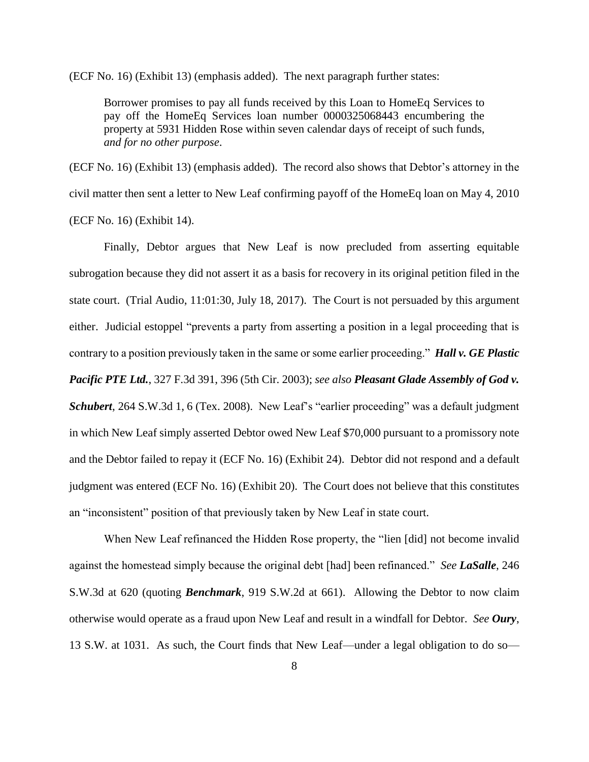(ECF No. 16) (Exhibit 13) (emphasis added). The next paragraph further states:

> Borrower promises to pay all funds received by this Loan to HomeEq Services to pay off the HomeEq Services loan number 0000325068443 encumbering the property at 5931 Hidden Rose within seven calendar days of receipt of such funds, *and for no other purpose*.

(ECF No. 16) (Exhibit 13) (emphasis added). The record also shows that Debtor's attorney in the civil matter then sent a letter to New Leaf confirming payoff of the HomeEq loan on May 4, 2010 (ECF No. 16) (Exhibit 14).

Finally, Debtor argues that New Leaf is now precluded from asserting equitable subrogation because they did not assert it as a basis for recovery in its original petition filed in the state court. (Trial Audio, 11:01:30, July 18, 2017). The Court is not persuaded by this argument either. Judicial estoppel "prevents a party from asserting a position in a legal proceeding that is contrary to a position previously taken in the same or some earlier proceeding." ***Hall v. GE Plastic Pacific PTE Ltd.***, 327 F.3d 391, 396 (5th Cir. 2003); *see also* ***Pleasant Glade Assembly of God v. Schubert***, 264 S.W.3d 1, 6 (Tex. 2008). New Leaf's "earlier proceeding" was a default judgment in which New Leaf simply asserted Debtor owed New Leaf $70,000 pursuant to a promissory note and the Debtor failed to repay it (ECF No. 16) (Exhibit 24). Debtor did not respond and a default judgment was entered (ECF No. 16) (Exhibit 20). The Court does not believe that this constitutes an "inconsistent" position of that previously taken by New Leaf in state court.

When New Leaf refinanced the Hidden Rose property, the "lien [did] not become invalid against the homestead simply because the original debt [had] been refinanced." *See* ***LaSalle***, 246 S.W.3d at 620 (quoting ***Benchmark***, 919 S.W.2d at 661). Allowing the Debtor to now claim otherwise would operate as a fraud upon New Leaf and result in a windfall for Debtor. *See* ***Oury***, 13 S.W. at 1031. As such, the Court finds that New Leaf—under a legal obligation to do so—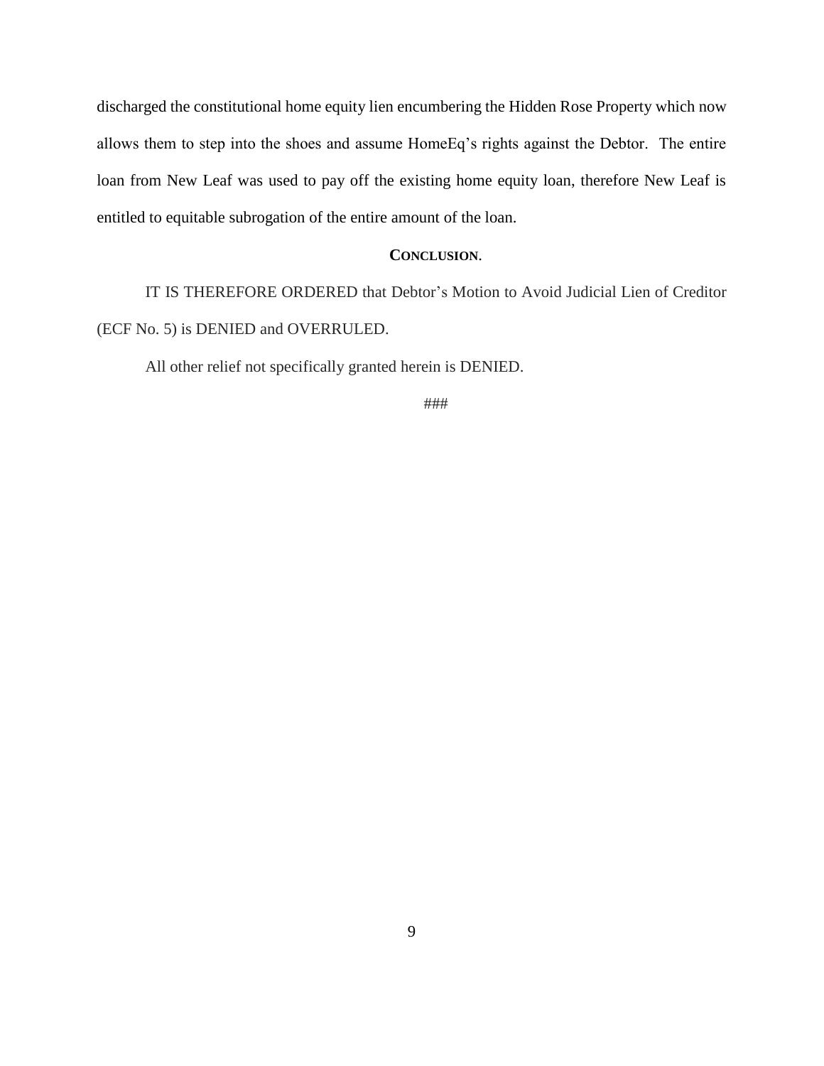discharged the constitutional home equity lien encumbering the Hidden Rose Property which now allows them to step into the shoes and assume HomeEq's rights against the Debtor. The entire loan from New Leaf was used to pay off the existing home equity loan, therefore New Leaf is entitled to equitable subrogation of the entire amount of the loan.

## **CONCLUSION.**

IT IS THEREFORE ORDERED that Debtor's Motion to Avoid Judicial Lien of Creditor (ECF No. 5) is DENIED and OVERRULED.

All other relief not specifically granted herein is DENIED.

###